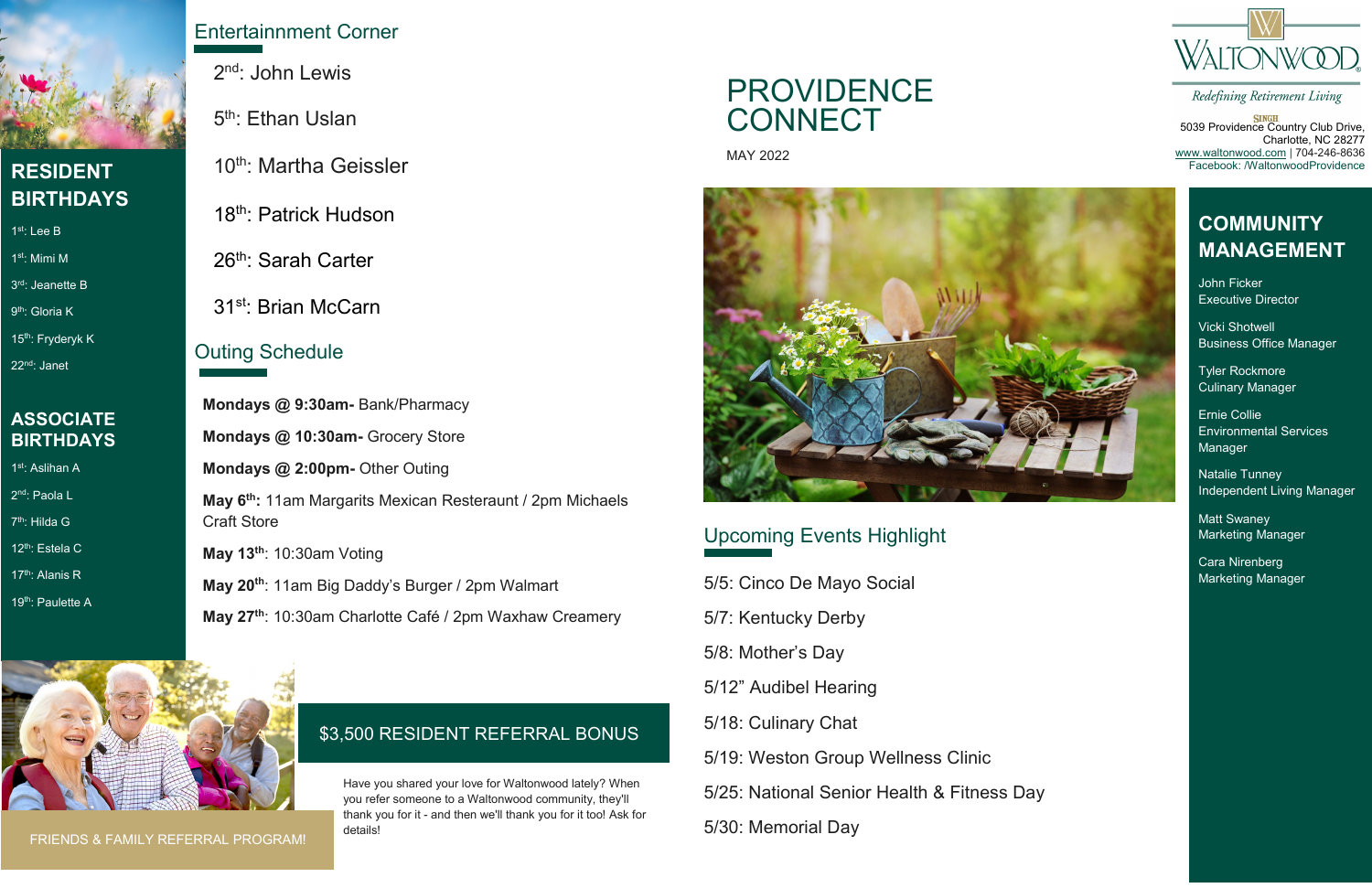## RESIDENT BIRTHDAYS

1st: Lee B

1st: Mimi M

3rd: Jeanette B

9th: Gloria K

15th: Fryderyk K

22nd: Janet

## ASSOCIATE BIRTHDAYS

1st: Aslihan A

2nd: Paola L

7th: Hilda G

12th: Estela C

17th: Alanis R

19th: Paulette A

## Entertainment Corner

2nd: John Lewis

5th: Ethan Uslan

10th: Martha Geissler

18th: Patrick Hudson

26th: Sarah Carter

31st: Brian McCarn

## Outing Schedule

**Mondays @ 9:30am-** Bank/Pharmacy

**Mondays @ 10:30am-** Grocery Store

**Mondays @ 2:00pm-** Other Outing

**May 6th:** 11am Margarits Mexican Resteraunt / 2pm Michaels Craft Store

**May 13th**: 10:30am Voting

**May 20th**: 11am Big Daddy's Burger / 2pm Walmart

**May 27th**: 10:30am Charlotte Café / 2pm Waxhaw Creamery

FRIENDS & FAMILY REFERRAL PROGRAM!

## $3,500 RESIDENT REFERRAL BONUS

Have you shared your love for Waltonwood lately? When you refer someone to a Waltonwood community, they'll thank you for it - and then we'll thank you for it too! Ask for details!

# PROVIDENCE CONNECT

MAY 2022

## Upcoming Events Highlight

5/5: Cinco De Mayo Social

5/7: Kentucky Derby

5/8: Mother's Day

5/12" Audibel Hearing

5/18: Culinary Chat

5/19: Weston Group Wellness Clinic

5/25: National Senior Health & Fitness Day

5/30: Memorial Day

WALTONWOOD

*Redefining Retirement Living*

SINGH

5039 Providence Country Club Drive,
Charlotte, NC 28277
www.waltonwood.com | 704-246-8636
Facebook: /WaltonwoodProvidence

## COMMUNITY MANAGEMENT

John Ficker
Executive Director

Vicki Shotwell
Business Office Manager

Tyler Rockmore
Culinary Manager

Ernie Collie
Environmental Services Manager

Natalie Tunney
Independent Living Manager

Matt Swaney
Marketing Manager

Cara Nirenberg
Marketing Manager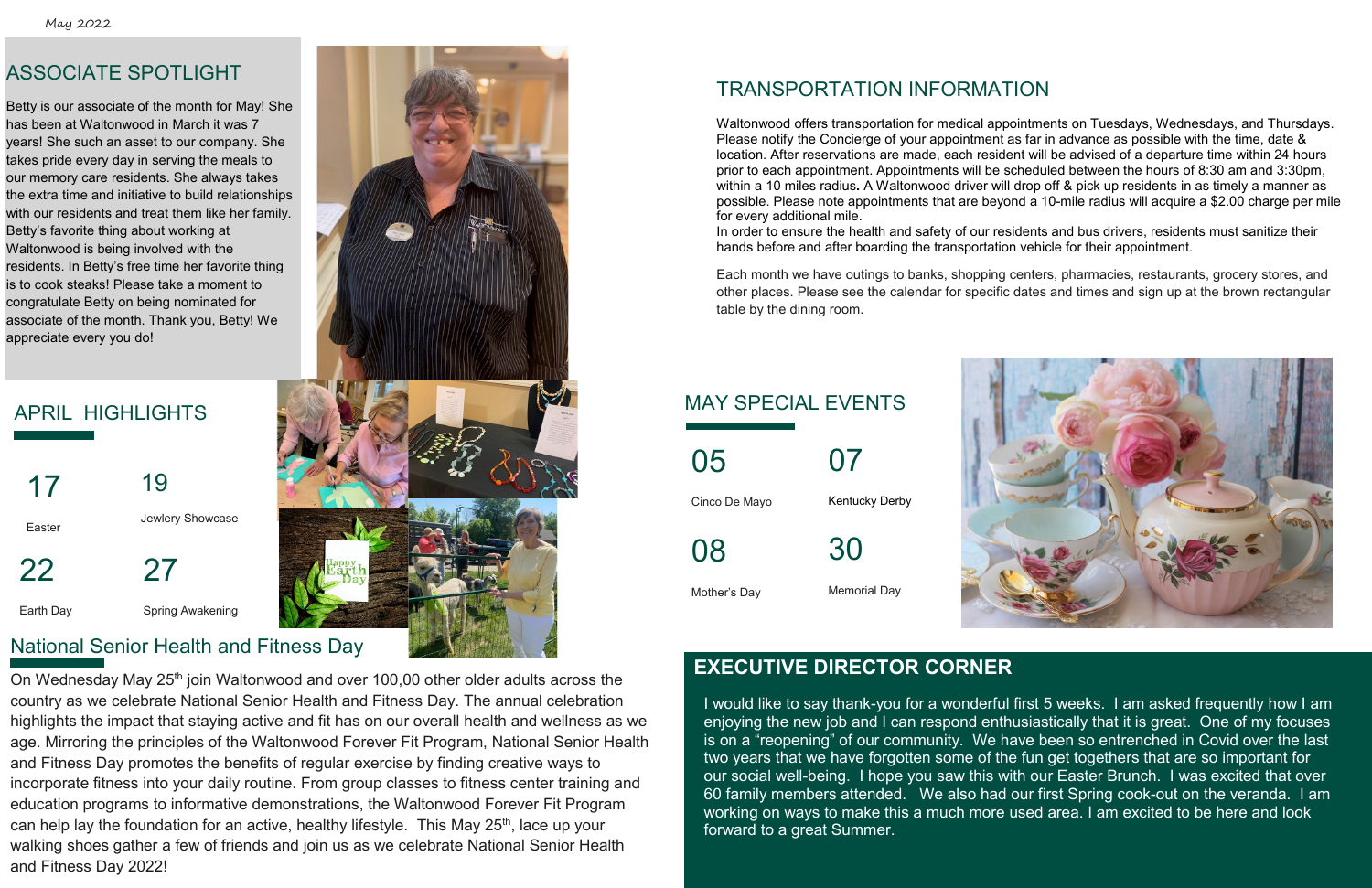May 2022

## ASSOCIATE SPOTLIGHT

Betty is our associate of the month for May! She has been at Waltonwood in March it was 7 years! She such an asset to our company. She takes pride every day in serving the meals to our memory care residents. She always takes the extra time and initiative to build relationships with our residents and treat them like her family. Betty's favorite thing about working at Waltonwood is being involved with the residents. In Betty's free time her favorite thing is to cook steaks! Please take a moment to congratulate Betty on being nominated for associate of the month. Thank you, Betty! We appreciate every you do!

## APRIL HIGHLIGHTS

17

Easter

19

Jewlery Showcase

22

Earth Day

27

Spring Awakening

## National Senior Health and Fitness Day

On Wednesday May 25th join Waltonwood and over 100,00 other older adults across the country as we celebrate National Senior Health and Fitness Day. The annual celebration highlights the impact that staying active and fit has on our overall health and wellness as we age. Mirroring the principles of the Waltonwood Forever Fit Program, National Senior Health and Fitness Day promotes the benefits of regular exercise by finding creative ways to incorporate fitness into your daily routine. From group classes to fitness center training and education programs to informative demonstrations, the Waltonwood Forever Fit Program can help lay the foundation for an active, healthy lifestyle. This May 25th, lace up your walking shoes gather a few of friends and join us as we celebrate National Senior Health and Fitness Day 2022!

## TRANSPORTATION INFORMATION

Waltonwood offers transportation for medical appointments on Tuesdays, Wednesdays, and Thursdays. Please notify the Concierge of your appointment as far in advance as possible with the time, date & location. After reservations are made, each resident will be advised of a departure time within 24 hours prior to each appointment. Appointments will be scheduled between the hours of 8:30 am and 3:30pm, within a 10 miles radius**.** A Waltonwood driver will drop off & pick up residents in as timely a manner as possible. Please note appointments that are beyond a 10-mile radius will acquire a $2.00 charge per mile for every additional mile.
In order to ensure the health and safety of our residents and bus drivers, residents must sanitize their hands before and after boarding the transportation vehicle for their appointment.

Each month we have outings to banks, shopping centers, pharmacies, restaurants, grocery stores, and other places. Please see the calendar for specific dates and times and sign up at the brown rectangular table by the dining room.

## MAY SPECIAL EVENTS

05

Cinco De Mayo

07

Kentucky Derby

08

Mother's Day

30

Memorial Day

## EXECUTIVE DIRECTOR CORNER

I would like to say thank-you for a wonderful first 5 weeks. I am asked frequently how I am enjoying the new job and I can respond enthusiastically that it is great. One of my focuses is on a "reopening" of our community. We have been so entrenched in Covid over the last two years that we have forgotten some of the fun get togethers that are so important for our social well-being. I hope you saw this with our Easter Brunch. I was excited that over 60 family members attended. We also had our first Spring cook-out on the veranda. I am working on ways to make this a much more used area. I am excited to be here and look forward to a great Summer.